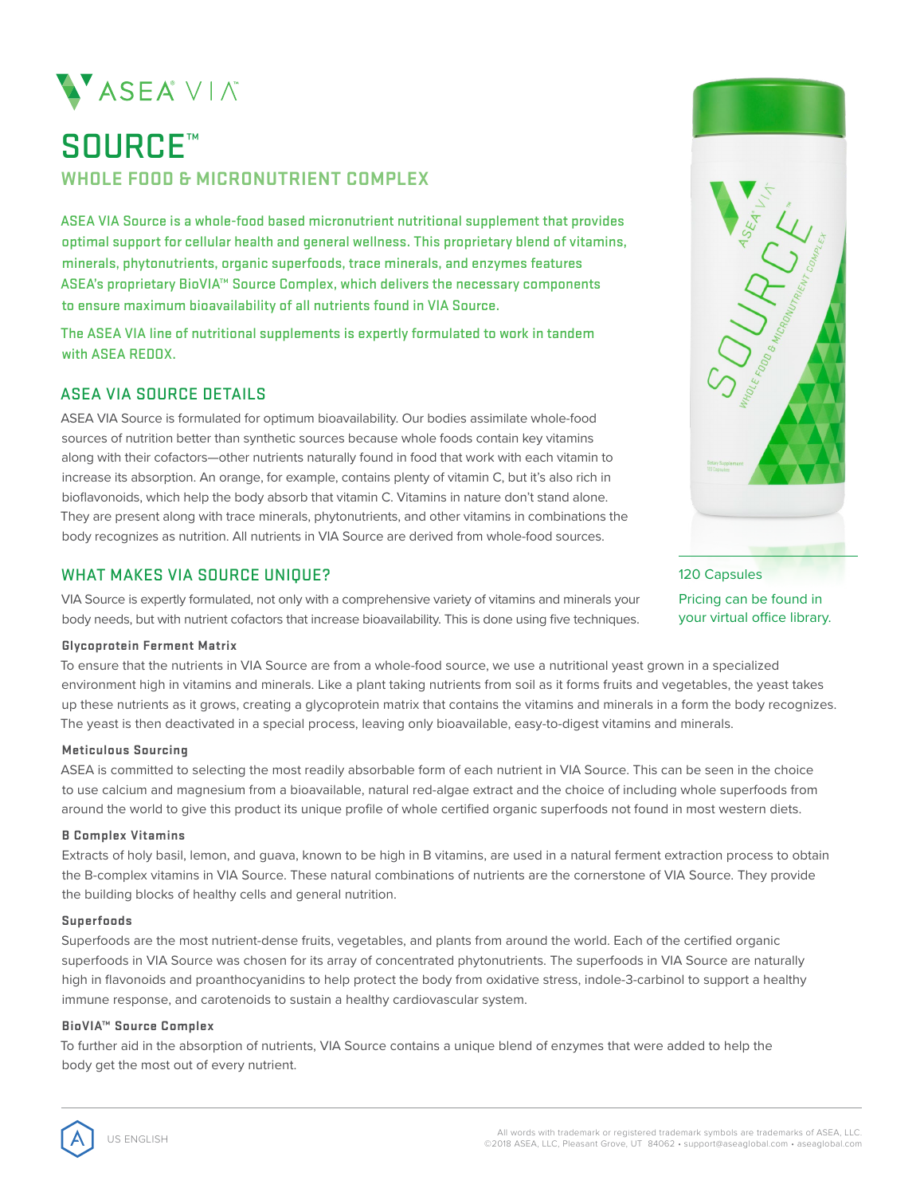ASEA® VIA

# SOURCE™

## WHOLE FOOD & MICRONUTRIENT COMPLEX

ASEA VIA Source is a whole-food based micronutrient nutritional supplement that provides optimal support for cellular health and general wellness. This proprietary blend of vitamins, minerals, phytonutrients, organic superfoods, trace minerals, and enzymes features ASEA's proprietary BioVIA™ Source Complex, which delivers the necessary components to ensure maximum bioavailability of all nutrients found in VIA Source.

The ASEA VIA line of nutritional supplements is expertly formulated to work in tandem with ASEA REDOX.

120 Capsules

Pricing can be found in your virtual office library.

### ASEA VIA SOURCE DETAILS

ASEA VIA Source is formulated for optimum bioavailability. Our bodies assimilate whole-food sources of nutrition better than synthetic sources because whole foods contain key vitamins along with their cofactors—other nutrients naturally found in food that work with each vitamin to increase its absorption. An orange, for example, contains plenty of vitamin C, but it's also rich in bioflavonoids, which help the body absorb that vitamin C. Vitamins in nature don't stand alone. They are present along with trace minerals, phytonutrients, and other vitamins in combinations the body recognizes as nutrition. All nutrients in VIA Source are derived from whole-food sources.

### WHAT MAKES VIA SOURCE UNIQUE?

VIA Source is expertly formulated, not only with a comprehensive variety of vitamins and minerals your body needs, but with nutrient cofactors that increase bioavailability. This is done using five techniques.

#### Glycoprotein Ferment Matrix

To ensure that the nutrients in VIA Source are from a whole-food source, we use a nutritional yeast grown in a specialized environment high in vitamins and minerals. Like a plant taking nutrients from soil as it forms fruits and vegetables, the yeast takes up these nutrients as it grows, creating a glycoprotein matrix that contains the vitamins and minerals in a form the body recognizes. The yeast is then deactivated in a special process, leaving only bioavailable, easy-to-digest vitamins and minerals.

#### Meticulous Sourcing

ASEA is committed to selecting the most readily absorbable form of each nutrient in VIA Source. This can be seen in the choice to use calcium and magnesium from a bioavailable, natural red-algae extract and the choice of including whole superfoods from around the world to give this product its unique profile of whole certified organic superfoods not found in most western diets.

#### B Complex Vitamins

Extracts of holy basil, lemon, and guava, known to be high in B vitamins, are used in a natural ferment extraction process to obtain the B-complex vitamins in VIA Source. These natural combinations of nutrients are the cornerstone of VIA Source. They provide the building blocks of healthy cells and general nutrition.

#### Superfoods

Superfoods are the most nutrient-dense fruits, vegetables, and plants from around the world. Each of the certified organic superfoods in VIA Source was chosen for its array of concentrated phytonutrients. The superfoods in VIA Source are naturally high in flavonoids and proanthocyanidins to help protect the body from oxidative stress, indole-3-carbinol to support a healthy immune response, and carotenoids to sustain a healthy cardiovascular system.

#### BioVIA™ Source Complex

To further aid in the absorption of nutrients, VIA Source contains a unique blend of enzymes that were added to help the body get the most out of every nutrient.

US ENGLISH

All words with trademark or registered trademark symbols are trademarks of ASEA, LLC.
©2018 ASEA, LLC, Pleasant Grove, UT 84062 • support@aseaglobal.com • aseaglobal.com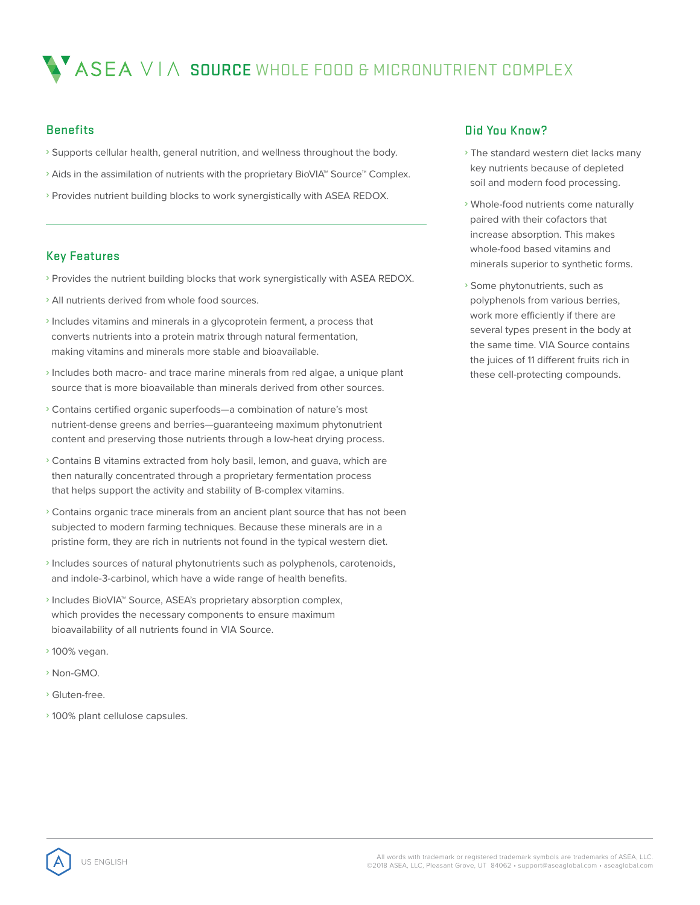# ASEA VIA SOURCE WHOLE FOOD & MICRONUTRIENT COMPLEX

## Benefits

- Supports cellular health, general nutrition, and wellness throughout the body.
- Aids in the assimilation of nutrients with the proprietary BioVIA™ Source™ Complex.
- Provides nutrient building blocks to work synergistically with ASEA REDOX.

## Key Features

- Provides the nutrient building blocks that work synergistically with ASEA REDOX.
- All nutrients derived from whole food sources.
- Includes vitamins and minerals in a glycoprotein ferment, a process that converts nutrients into a protein matrix through natural fermentation, making vitamins and minerals more stable and bioavailable.
- Includes both macro- and trace marine minerals from red algae, a unique plant source that is more bioavailable than minerals derived from other sources.
- Contains certified organic superfoods—a combination of nature's most nutrient-dense greens and berries—guaranteeing maximum phytonutrient content and preserving those nutrients through a low-heat drying process.
- Contains B vitamins extracted from holy basil, lemon, and guava, which are then naturally concentrated through a proprietary fermentation process that helps support the activity and stability of B-complex vitamins.
- Contains organic trace minerals from an ancient plant source that has not been subjected to modern farming techniques. Because these minerals are in a pristine form, they are rich in nutrients not found in the typical western diet.
- Includes sources of natural phytonutrients such as polyphenols, carotenoids, and indole-3-carbinol, which have a wide range of health benefits.
- Includes BioVIA™ Source, ASEA's proprietary absorption complex, which provides the necessary components to ensure maximum bioavailability of all nutrients found in VIA Source.
- 100% vegan.
- Non-GMO.
- Gluten-free.
- 100% plant cellulose capsules.

## Did You Know?

- The standard western diet lacks many key nutrients because of depleted soil and modern food processing.
- Whole-food nutrients come naturally paired with their cofactors that increase absorption. This makes whole-food based vitamins and minerals superior to synthetic forms.
- Some phytonutrients, such as polyphenols from various berries, work more efficiently if there are several types present in the body at the same time. VIA Source contains the juices of 11 different fruits rich in these cell-protecting compounds.

US ENGLISH

All words with trademark or registered trademark symbols are trademarks of ASEA, LLC.
©2018 ASEA, LLC, Pleasant Grove, UT 84062 • support@aseaglobal.com • aseaglobal.com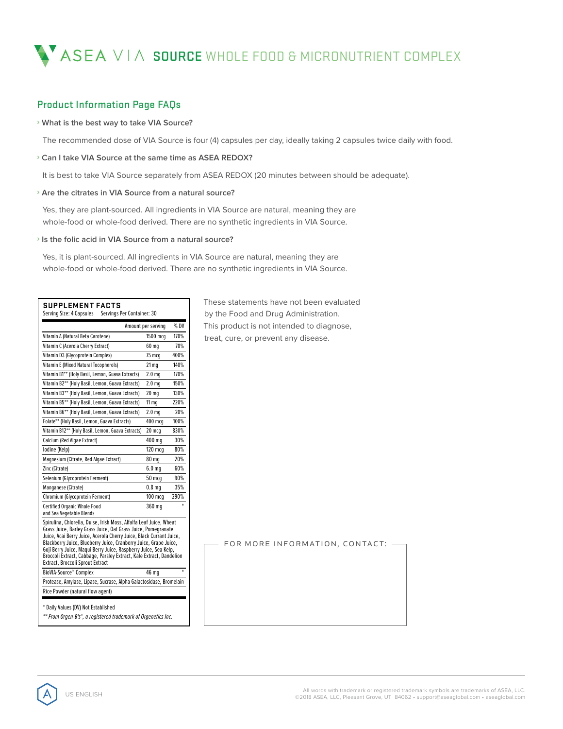# ASEA VIA SOURCE WHOLE FOOD & MICRONUTRIENT COMPLEX

## Product Information Page FAQs

› **What is the best way to take VIA Source?**

The recommended dose of VIA Source is four (4) capsules per day, ideally taking 2 capsules twice daily with food.

› **Can I take VIA Source at the same time as ASEA REDOX?**

It is best to take VIA Source separately from ASEA REDOX (20 minutes between should be adequate).

› **Are the citrates in VIA Source from a natural source?**

Yes, they are plant-sourced. All ingredients in VIA Source are natural, meaning they are whole-food or whole-food derived. There are no synthetic ingredients in VIA Source.

› **Is the folic acid in VIA Source from a natural source?**

Yes, it is plant-sourced. All ingredients in VIA Source are natural, meaning they are whole-food or whole-food derived. There are no synthetic ingredients in VIA Source.

**SUPPLEMENT FACTS**
Serving Size: 4 Capsules    Servings Per Container: 30

| | Amount per serving | % DV |
|---|---|---|
| Vitamin A (Natural Beta Carotene) | 1500 mcg | 170% |
| Vitamin C (Acerola Cherry Extract) | 60 mg | 70% |
| Vitamin D3 (Glycoprotein Complex) | 75 mcg | 400% |
| Vitamin E (Mixed Natural Tocopherols) | 21 mg | 140% |
| Vitamin B1** (Holy Basil, Lemon, Guava Extracts) | 2.0 mg | 170% |
| Vitamin B2** (Holy Basil, Lemon, Guava Extracts) | 2.0 mg | 150% |
| Vitamin B3** (Holy Basil, Lemon, Guava Extracts) | 20 mg | 130% |
| Vitamin B5** (Holy Basil, Lemon, Guava Extracts) | 11 mg | 220% |
| Vitamin B6** (Holy Basil, Lemon, Guava Extracts) | 2.0 mg | 20% |
| Folate** (Holy Basil, Lemon, Guava Extracts) | 400 mcg | 100% |
| Vitamin B12** (Holy Basil, Lemon, Guava Extracts) | 20 mcg | 830% |
| Calcium (Red Algae Extract) | 400 mg | 30% |
| Iodine (Kelp) | 120 mcg | 80% |
| Magnesium (Citrate, Red Algae Extract) | 80 mg | 20% |
| Zinc (Citrate) | 6.0 mg | 60% |
| Selenium (Glycoprotein Ferment) | 50 mcg | 90% |
| Manganese (Citrate) | 0.8 mg | 35% |
| Chromium (Glycoprotein Ferment) | 100 mcg | 290% |
| Certified Organic Whole Food and Sea Vegetable Blends | 360 mg | * |
| Spirulina, Chlorella, Dulse, Irish Moss, Alfalfa Leaf Juice, Wheat Grass Juice, Barley Grass Juice, Oat Grass Juice, Pomegranate Juice, Acai Berry Juice, Acerola Cherry Juice, Black Currant Juice, Blackberry Juice, Blueberry Juice, Cranberry Juice, Grape Juice, Goji Berry Juice, Maqui Berry Juice, Raspberry Juice, Sea Kelp, Broccoli Extract, Cabbage, Parsley Extract, Kale Extract, Dandelion Extract, Broccoli Sprout Extract | | |
| BioVIA-Source™ Complex | 46 mg | * |
| Protease, Amylase, Lipase, Sucrase, Alpha Galactosidase, Bromelain | | |
| Rice Powder (natural flow agent) | | |

* Daily Values (DV) Not Established

*** From Orgen-B's®, a registered trademark of Orgenetics Inc.*

These statements have not been evaluated by the Food and Drug Administration. This product is not intended to diagnose, treat, cure, or prevent any disease.

FOR MORE INFORMATION, CONTACT:

US ENGLISH

All words with trademark or registered trademark symbols are trademarks of ASEA, LLC.
©2018 ASEA, LLC, Pleasant Grove, UT 84062 • support@aseaglobal.com • aseaglobal.com